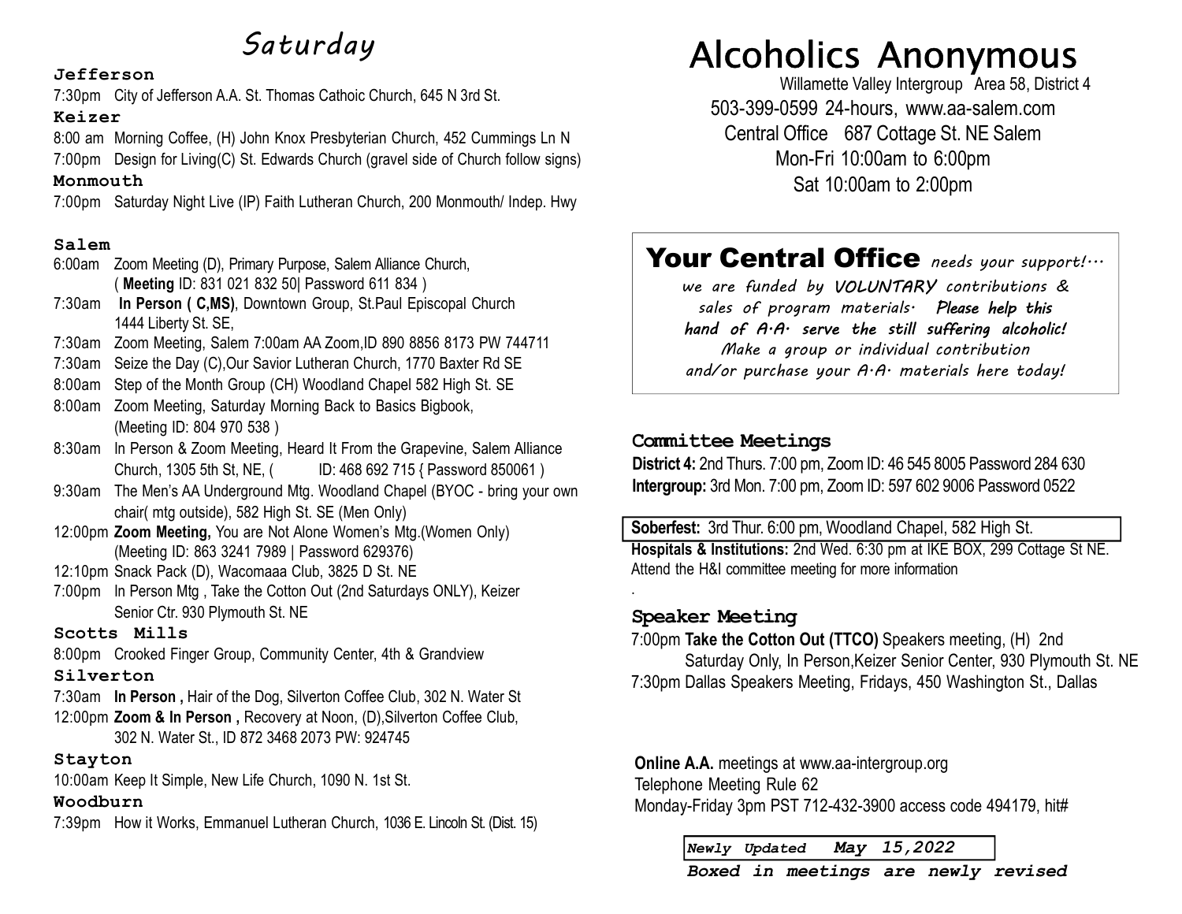# Saturday

**Jefferson**

7:30pm City of Jefferson A.A. St. Thomas Cathoic Church, 645 N 3rd St.

**Keizer**

8:00 am Morning Coffee, (H) John Knox Presbyterian Church, 452 Cummings Ln N

7:00pm Design for Living(C) St. Edwards Church (gravel side of Church follow signs)

**Monmouth**

7:00pm Saturday Night Live (IP) Faith Lutheran Church, 200 Monmouth/ Indep. Hwy

**Salem**

6:00am Zoom Meeting (D), Primary Purpose, Salem Alliance Church, ( **Meeting** ID: 831 021 832 50| Password 611 834 )

7:30am **In Person ( C,MS)**, Downtown Group, St.Paul Episcopal Church 1444 Liberty St. SE,

7:30am Zoom Meeting, Salem 7:00am AA Zoom,ID 890 8856 8173 PW 744711

7:30am Seize the Day (C),Our Savior Lutheran Church, 1770 Baxter Rd SE

8:00am Step of the Month Group (CH) Woodland Chapel 582 High St. SE

8:00am Zoom Meeting, Saturday Morning Back to Basics Bigbook, (Meeting ID: 804 970 538 )

8:30am In Person & Zoom Meeting, Heard It From the Grapevine, Salem Alliance Church, 1305 5th St, NE, ( ID: 468 692 715 { Password 850061 )

9:30am The Men's AA Underground Mtg. Woodland Chapel (BYOC - bring your own chair( mtg outside), 582 High St. SE (Men Only)

12:00pm **Zoom Meeting,** You are Not Alone Women's Mtg.(Women Only) (Meeting ID: 863 3241 7989 | Password 629376)

12:10pm Snack Pack (D), Wacomaaa Club, 3825 D St. NE

7:00pm In Person Mtg , Take the Cotton Out (2nd Saturdays ONLY), Keizer Senior Ctr. 930 Plymouth St. NE

**Scotts Mills**

8:00pm Crooked Finger Group, Community Center, 4th & Grandview

**Silverton**

7:30am **In Person ,** Hair of the Dog, Silverton Coffee Club, 302 N. Water St

12:00pm **Zoom & In Person ,** Recovery at Noon, (D),Silverton Coffee Club, 302 N. Water St., ID 872 3468 2073 PW: 924745

**Stayton**

10:00am Keep It Simple, New Life Church, 1090 N. 1st St.

**Woodburn**

7:39pm How it Works, Emmanuel Lutheran Church, 1036 E. Lincoln St. (Dist. 15)

# Alcoholics Anonymous

Willamette Valley Intergroup Area 58, District 4

503-399-0599 24-hours, www.aa-salem.com

Central Office 687 Cottage St. NE Salem

Mon-Fri 10:00am to 6:00pm

Sat 10:00am to 2:00pm

## Your Central Office *needs your support!...*

*we are funded by **VOLUNTARY** contributions & sales of program materials. **Please help this hand of A.A. serve the still suffering alcoholic!** Make a group or individual contribution and/or purchase your A.A. materials here today!*

## Committee Meetings

**District 4:** 2nd Thurs. 7:00 pm, Zoom ID: 46 545 8005 Password 284 630

**Intergroup:** 3rd Mon. 7:00 pm, Zoom ID: 597 602 9006 Password 0522

**Soberfest:** 3rd Thur. 6:00 pm, Woodland Chapel, 582 High St.

**Hospitals & Institutions:** 2nd Wed. 6:30 pm at IKE BOX, 299 Cottage St NE. Attend the H&I committee meeting for more information

## Speaker Meeting

7:00pm **Take the Cotton Out (TTCO)** Speakers meeting, (H) 2nd Saturday Only, In Person,Keizer Senior Center, 930 Plymouth St. NE

7:30pm Dallas Speakers Meeting, Fridays, 450 Washington St., Dallas

**Online A.A.** meetings at www.aa-intergroup.org

Telephone Meeting Rule 62

Monday-Friday 3pm PST 712-432-3900 access code 494179, hit#

***Newly Updated May 15,2022***

***Boxed in meetings are newly revised***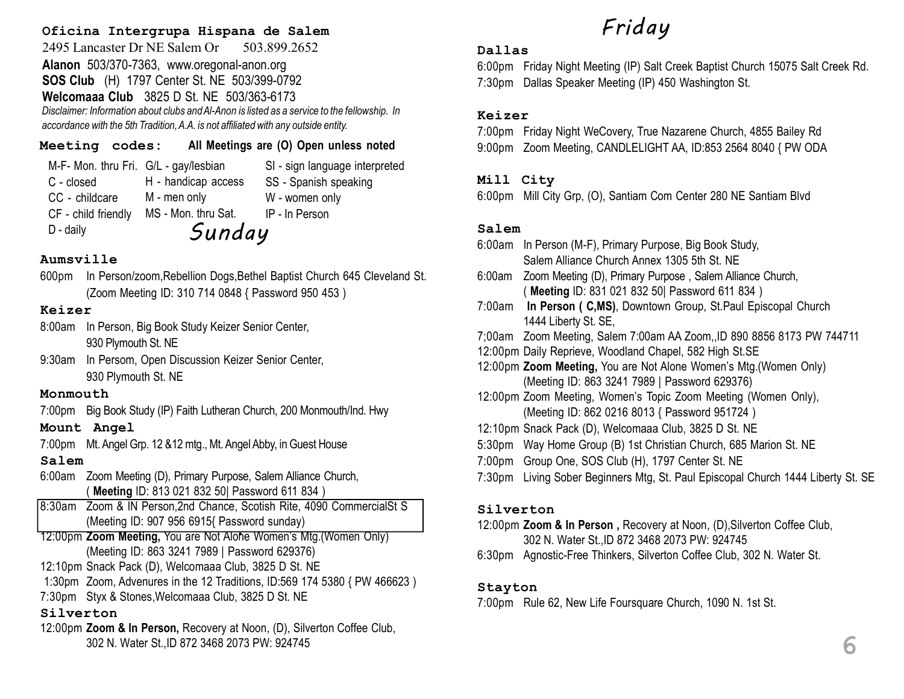**Oficina Intergrupa Hispana de Salem**

2495 Lancaster Dr NE Salem Or 503.899.2652

**Alanon** 503/370-7363, www.oregonal-anon.org

**SOS Club** (H) 1797 Center St. NE 503/399-0792

**Welcomaaa Club** 3825 D St. NE 503/363-6173

*Disclaimer: Information about clubs and Al-Anon is listed as a service to the fellowship. In accordance with the 5th Tradition, A.A. is not affiliated with any outside entity.*

**Meeting codes:** **All Meetings are (O) Open unless noted**

| | | |
|---|---|---|
| M-F- Mon. thru Fri. | G/L - gay/lesbian | SI - sign language interpreted |
| C - closed | H - handicap access | SS - Spanish speaking |
| CC - childcare | M - men only | W - women only |
| CF - child friendly | MS - Mon. thru Sat. | IP - In Person |
| D - daily | | |

# Sunday

### Aumsville

600pm In Person/zoom,Rebellion Dogs,Bethel Baptist Church 645 Cleveland St. (Zoom Meeting ID: 310 714 0848 { Password 950 453 )

### Keizer

8:00am In Person, Big Book Study Keizer Senior Center, 930 Plymouth St. NE

9:30am In Persom, Open Discussion Keizer Senior Center, 930 Plymouth St. NE

### Monmouth

7:00pm Big Book Study (IP) Faith Lutheran Church, 200 Monmouth/Ind. Hwy

### Mount Angel

7:00pm Mt. Angel Grp. 12 &12 mtg., Mt. Angel Abby, in Guest House

### Salem

6:00am Zoom Meeting (D), Primary Purpose, Salem Alliance Church, ( **Meeting** ID: 813 021 832 50| Password 611 834 )

8:30am Zoom & IN Person,2nd Chance, Scotish Rite, 4090 CommercialSt S (Meeting ID: 907 956 6915{ Password sunday)

12:00pm **Zoom Meeting,** You are Not Alone Women's Mtg.(Women Only) (Meeting ID: 863 3241 7989 | Password 629376)

12:10pm Snack Pack (D), Welcomaaa Club, 3825 D St. NE

1:30pm Zoom, Advenures in the 12 Traditions, ID:569 174 5380 { PW 466623 )

7:30pm Styx & Stones,Welcomaaa Club, 3825 D St. NE

### Silverton

12:00pm **Zoom & In Person,** Recovery at Noon, (D), Silverton Coffee Club, 302 N. Water St.,ID 872 3468 2073 PW: 924745

# Friday

### Dallas

6:00pm Friday Night Meeting (IP) Salt Creek Baptist Church 15075 Salt Creek Rd.

7:30pm Dallas Speaker Meeting (IP) 450 Washington St.

### Keizer

7:00pm Friday Night WeCovery, True Nazarene Church, 4855 Bailey Rd

9:00pm Zoom Meeting, CANDLELIGHT AA, ID:853 2564 8040 { PW ODA

### Mill City

6:00pm Mill City Grp, (O), Santiam Com Center 280 NE Santiam Blvd

### Salem

6:00am In Person (M-F), Primary Purpose, Big Book Study, Salem Alliance Church Annex 1305 5th St. NE

6:00am Zoom Meeting (D), Primary Purpose , Salem Alliance Church, ( **Meeting** ID: 831 021 832 50| Password 611 834 )

7:00am **In Person ( C,MS)**, Downtown Group, St.Paul Episcopal Church 1444 Liberty St. SE,

7;00am Zoom Meeting, Salem 7:00am AA Zoom,,ID 890 8856 8173 PW 744711

12:00pm Daily Reprieve, Woodland Chapel, 582 High St.SE

12:00pm **Zoom Meeting,** You are Not Alone Women's Mtg.(Women Only) (Meeting ID: 863 3241 7989 | Password 629376)

12:00pm Zoom Meeting, Women's Topic Zoom Meeting (Women Only), (Meeting ID: 862 0216 8013 { Password 951724 )

12:10pm Snack Pack (D), Welcomaaa Club, 3825 D St. NE

5:30pm Way Home Group (B) 1st Christian Church, 685 Marion St. NE

7:00pm Group One, SOS Club (H), 1797 Center St. NE

7:30pm Living Sober Beginners Mtg, St. Paul Episcopal Church 1444 Liberty St. SE

### Silverton

12:00pm **Zoom & In Person ,** Recovery at Noon, (D),Silverton Coffee Club, 302 N. Water St.,ID 872 3468 2073 PW: 924745

6:30pm Agnostic-Free Thinkers, Silverton Coffee Club, 302 N. Water St.

### Stayton

7:00pm Rule 62, New Life Foursquare Church, 1090 N. 1st St.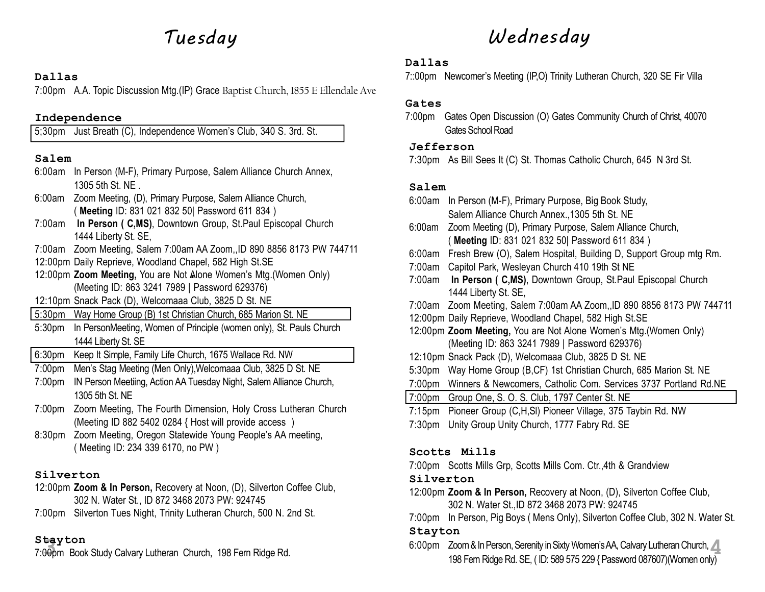# Tuesday

### Dallas

7:00pm A.A. Topic Discussion Mtg.(IP) Grace Baptist Church, 1855 E Ellendale Ave

### Independence

5;30pm Just Breath (C), Independence Women's Club, 340 S. 3rd. St.

### Salem

6:00am In Person (M-F), Primary Purpose, Salem Alliance Church Annex, 1305 5th St. NE .

6:00am Zoom Meeting, (D), Primary Purpose, Salem Alliance Church, ( **Meeting** ID: 831 021 832 50| Password 611 834 )

7:00am **In Person ( C,MS)**, Downtown Group, St.Paul Episcopal Church 1444 Liberty St. SE,

7:00am Zoom Meeting, Salem 7:00am AA Zoom,,ID 890 8856 8173 PW 744711

12:00pm Daily Reprieve, Woodland Chapel, 582 High St.SE

12:00pm **Zoom Meeting,** You are Not Alone Women's Mtg.(Women Only) (Meeting ID: 863 3241 7989 | Password 629376)

12:10pm Snack Pack (D), Welcomaaa Club, 3825 D St. NE

5:30pm Way Home Group (B) 1st Christian Church, 685 Marion St. NE

5:30pm In PersonMeeting, Women of Principle (women only), St. Pauls Church 1444 Liberty St. SE

6:30pm Keep It Simple, Family Life Church, 1675 Wallace Rd. NW

7:00pm Men's Stag Meeting (Men Only),Welcomaaa Club, 3825 D St. NE

7:00pm IN Person Meetiing, Action AA Tuesday Night, Salem Alliance Church, 1305 5th St. NE

7:00pm Zoom Meeting, The Fourth Dimension, Holy Cross Lutheran Church (Meeting ID 882 5402 0284 { Host will provide access )

8:30pm Zoom Meeting, Oregon Statewide Young People's AA meeting, ( Meeting ID: 234 339 6170, no PW )

### Silverton

12:00pm **Zoom & In Person,** Recovery at Noon, (D), Silverton Coffee Club, 302 N. Water St., ID 872 3468 2073 PW: 924745

7:00pm Silverton Tues Night, Trinity Lutheran Church, 500 N. 2nd St.

### Stayton

7:00pm Book Study Calvary Lutheran Church, 198 Fern Ridge Rd.

# Wednesday

### Dallas

7::00pm Newcomer's Meeting (IP,O) Trinity Lutheran Church, 320 SE Fir Villa

### Gates

7:00pm Gates Open Discussion (O) Gates Community Church of Christ, 40070 Gates School Road

### Jefferson

7:30pm As Bill Sees It (C) St. Thomas Catholic Church, 645 N 3rd St.

### Salem

6:00am In Person (M-F), Primary Purpose, Big Book Study, Salem Alliance Church Annex.,1305 5th St. NE

6:00am Zoom Meeting (D), Primary Purpose, Salem Alliance Church, ( **Meeting** ID: 831 021 832 50| Password 611 834 )

6:00am Fresh Brew (O), Salem Hospital, Building D, Support Group mtg Rm.

7:00am Capitol Park, Wesleyan Church 410 19th St NE

7:00am **In Person ( C,MS)**, Downtown Group, St.Paul Episcopal Church 1444 Liberty St. SE,

7:00am Zoom Meeting, Salem 7:00am AA Zoom,,ID 890 8856 8173 PW 744711

12:00pm Daily Reprieve, Woodland Chapel, 582 High St.SE

12:00pm **Zoom Meeting,** You are Not Alone Women's Mtg.(Women Only) (Meeting ID: 863 3241 7989 | Password 629376)

12:10pm Snack Pack (D), Welcomaaa Club, 3825 D St. NE

5:30pm Way Home Group (B,CF) 1st Christian Church, 685 Marion St. NE

7:00pm Winners & Newcomers, Catholic Com. Services 3737 Portland Rd.NE

7:00pm Group One, S. O. S. Club, 1797 Center St. NE

7:15pm Pioneer Group (C,H,Sl) Pioneer Village, 375 Taybin Rd. NW

7:30pm Unity Group Unity Church, 1777 Fabry Rd. SE

### Scotts Mills

7:00pm Scotts Mills Grp, Scotts Mills Com. Ctr.,4th & Grandview

### Silverton

12:00pm **Zoom & In Person,** Recovery at Noon, (D), Silverton Coffee Club, 302 N. Water St.,ID 872 3468 2073 PW: 924745

7:00pm In Person, Pig Boys ( Mens Only), Silverton Coffee Club, 302 N. Water St.

### Stayton

6:00pm Zoom & In Person, Serenity in Sixty Women's AA, Calvary Lutheran Church, 198 Fern Ridge Rd. SE, ( ID: 589 575 229 { Password 087607)(Women only)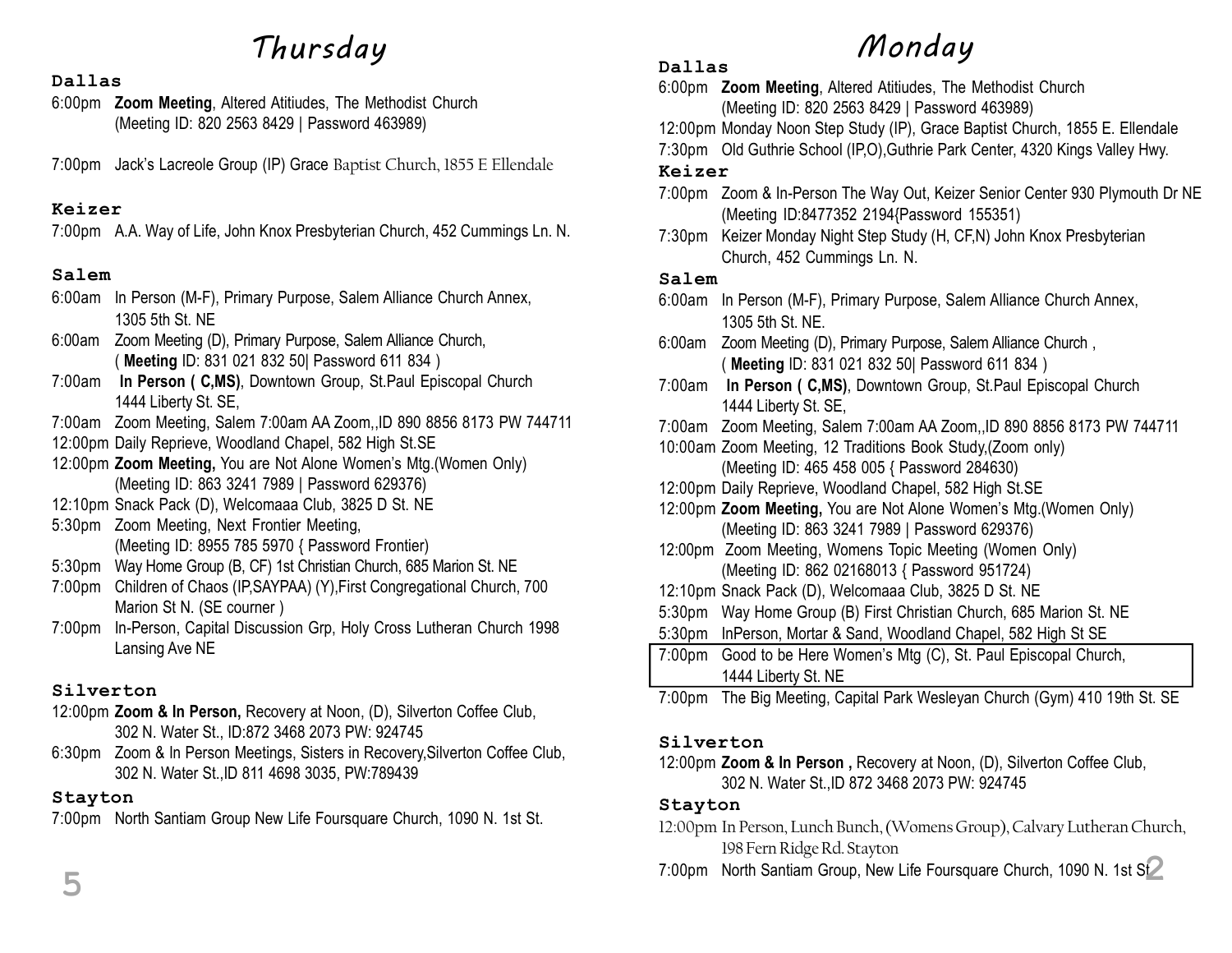# Thursday

### Dallas

6:00pm **Zoom Meeting**, Altered Atitiudes, The Methodist Church (Meeting ID: 820 2563 8429 | Password 463989)

7:00pm Jack's Lacreole Group (IP) Grace Baptist Church, 1855 E Ellendale

### Keizer

7:00pm A.A. Way of Life, John Knox Presbyterian Church, 452 Cummings Ln. N.

### Salem

6:00am In Person (M-F), Primary Purpose, Salem Alliance Church Annex, 1305 5th St. NE

6:00am Zoom Meeting (D), Primary Purpose, Salem Alliance Church, ( **Meeting** ID: 831 021 832 50| Password 611 834 )

7:00am **In Person ( C,MS)**, Downtown Group, St.Paul Episcopal Church 1444 Liberty St. SE,

7:00am Zoom Meeting, Salem 7:00am AA Zoom,,ID 890 8856 8173 PW 744711

12:00pm Daily Reprieve, Woodland Chapel, 582 High St.SE

12:00pm **Zoom Meeting,** You are Not Alone Women's Mtg.(Women Only) (Meeting ID: 863 3241 7989 | Password 629376)

12:10pm Snack Pack (D), Welcomaaa Club, 3825 D St. NE

5:30pm Zoom Meeting, Next Frontier Meeting, (Meeting ID: 8955 785 5970 { Password Frontier)

5:30pm Way Home Group (B, CF) 1st Christian Church, 685 Marion St. NE

7:00pm Children of Chaos (IP,SAYPAA) (Y),First Congregational Church, 700 Marion St N. (SE courner )

7:00pm In-Person, Capital Discussion Grp, Holy Cross Lutheran Church 1998 Lansing Ave NE

### Silverton

12:00pm **Zoom & In Person,** Recovery at Noon, (D), Silverton Coffee Club, 302 N. Water St., ID:872 3468 2073 PW: 924745

6:30pm Zoom & In Person Meetings, Sisters in Recovery,Silverton Coffee Club, 302 N. Water St.,ID 811 4698 3035, PW:789439

### Stayton

7:00pm North Santiam Group New Life Foursquare Church, 1090 N. 1st St.

# Monday

### Dallas

6:00pm **Zoom Meeting**, Altered Atitiudes, The Methodist Church (Meeting ID: 820 2563 8429 | Password 463989)

12:00pm Monday Noon Step Study (IP), Grace Baptist Church, 1855 E. Ellendale

7:30pm Old Guthrie School (IP,O),Guthrie Park Center, 4320 Kings Valley Hwy.

### Keizer

7:00pm Zoom & In-Person The Way Out, Keizer Senior Center 930 Plymouth Dr NE (Meeting ID:8477352 2194{Password 155351)

7:30pm Keizer Monday Night Step Study (H, CF,N) John Knox Presbyterian Church, 452 Cummings Ln. N.

### Salem

6:00am In Person (M-F), Primary Purpose, Salem Alliance Church Annex, 1305 5th St. NE.

6:00am Zoom Meeting (D), Primary Purpose, Salem Alliance Church , ( **Meeting** ID: 831 021 832 50| Password 611 834 )

7:00am **In Person ( C,MS)**, Downtown Group, St.Paul Episcopal Church 1444 Liberty St. SE,

7:00am Zoom Meeting, Salem 7:00am AA Zoom,,ID 890 8856 8173 PW 744711

10:00am Zoom Meeting, 12 Traditions Book Study,(Zoom only) (Meeting ID: 465 458 005 { Password 284630)

12:00pm Daily Reprieve, Woodland Chapel, 582 High St.SE

12:00pm **Zoom Meeting,** You are Not Alone Women's Mtg.(Women Only) (Meeting ID: 863 3241 7989 | Password 629376)

12:00pm Zoom Meeting, Womens Topic Meeting (Women Only) (Meeting ID: 862 02168013 { Password 951724)

12:10pm Snack Pack (D), Welcomaaa Club, 3825 D St. NE

5:30pm Way Home Group (B) First Christian Church, 685 Marion St. NE

5:30pm InPerson, Mortar & Sand, Woodland Chapel, 582 High St SE

7:00pm Good to be Here Women's Mtg (C), St. Paul Episcopal Church, 1444 Liberty St. NE

7:00pm The Big Meeting, Capital Park Wesleyan Church (Gym) 410 19th St. SE

### Silverton

12:00pm **Zoom & In Person ,** Recovery at Noon, (D), Silverton Coffee Club, 302 N. Water St.,ID 872 3468 2073 PW: 924745

### Stayton

12:00pm In Person, Lunch Bunch, (Womens Group), Calvary Lutheran Church, 198 Fern Ridge Rd. Stayton

7:00pm North Santiam Group, New Life Foursquare Church, 1090 N. 1st St